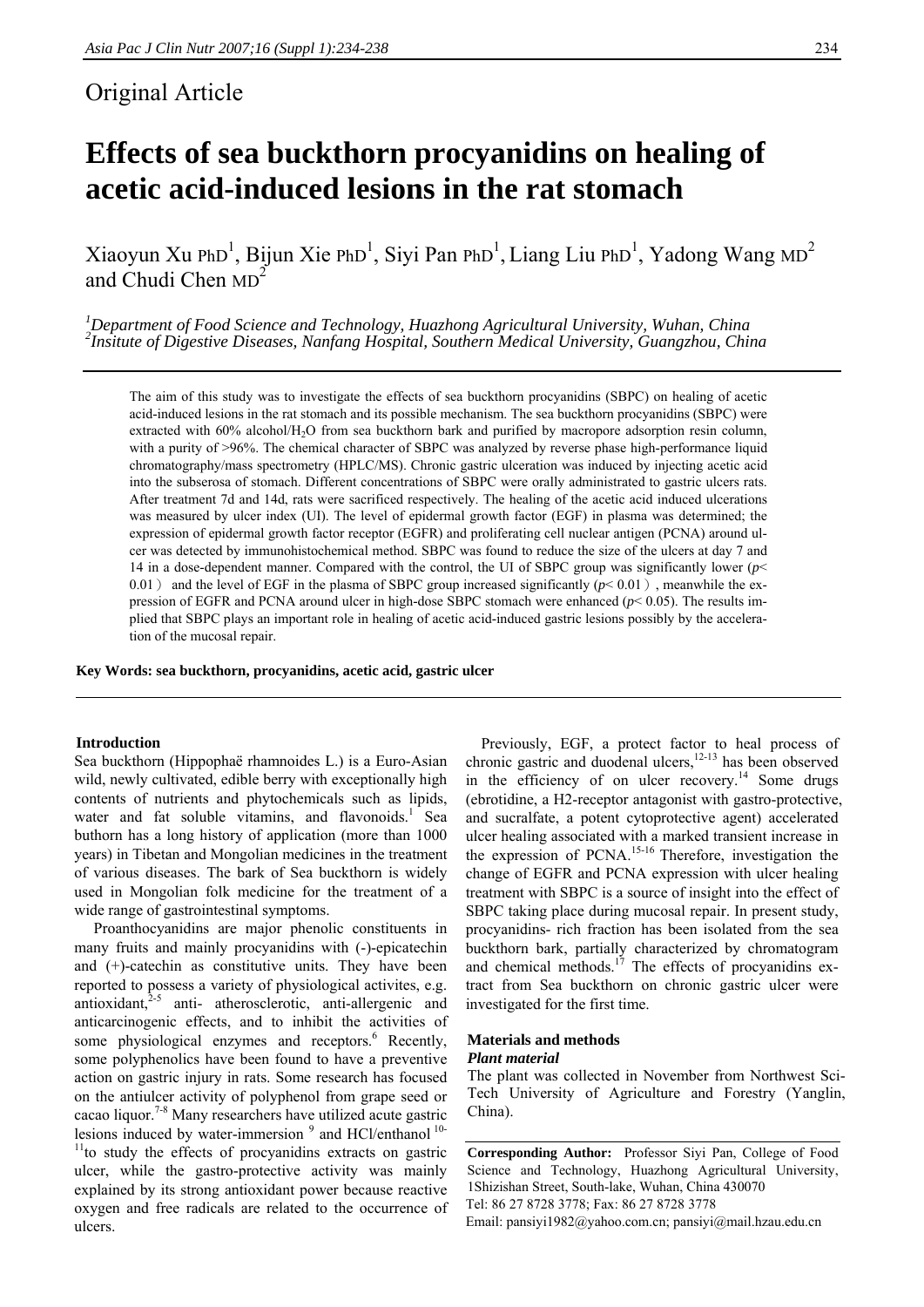Original Article

# Effects of sea buckthorn procyanidins on healing of acetic acid-induced lesions in the rat stomach

Xiaoyun Xu PhD[1], Bijun Xie PhD[1], Siyi Pan PhD[1], Liang Liu PhD[1], Yadong Wang MD[2] and Chudi Chen MD[2]

[1]*Department of Food Science and Technology, Huazhong Agricultural University, Wuhan, China*
[2]*Insitute of Digestive Diseases, Nanfang Hospital, Southern Medical University, Guangzhou, China*

The aim of this study was to investigate the effects of sea buckthorn procyanidins (SBPC) on healing of acetic acid-induced lesions in the rat stomach and its possible mechanism. The sea buckthorn procyanidins (SBPC) were extracted with 60% alcohol/$H_2O$ from sea buckthorn bark and purified by macropore adsorption resin column, with a purity of >96%. The chemical character of SBPC was analyzed by reverse phase high-performance liquid chromatography/mass spectrometry (HPLC/MS). Chronic gastric ulceration was induced by injecting acetic acid into the subserosa of stomach. Different concentrations of SBPC were orally administrated to gastric ulcers rats. After treatment 7d and 14d, rats were sacrificed respectively. The healing of the acetic acid induced ulcerations was measured by ulcer index (UI). The level of epidermal growth factor (EGF) in plasma was determined; the expression of epidermal growth factor receptor (EGFR) and proliferating cell nuclear antigen (PCNA) around ulcer was detected by immunohistochemical method. SBPC was found to reduce the size of the ulcers at day 7 and 14 in a dose-dependent manner. Compared with the control, the UI of SBPC group was significantly lower ($p<$ 0.01） and the level of EGF in the plasma of SBPC group increased significantly ($p<$ 0.01）, meanwhile the expression of EGFR and PCNA around ulcer in high-dose SBPC stomach were enhanced ($p<$ 0.05). The results implied that SBPC plays an important role in healing of acetic acid-induced gastric lesions possibly by the acceleration of the mucosal repair.

**Key Words: sea buckthorn, procyanidins, acetic acid, gastric ulcer**

## Introduction

Sea buckthorn (Hippophaë rhamnoides L.) is a Euro-Asian wild, newly cultivated, edible berry with exceptionally high contents of nutrients and phytochemicals such as lipids, water and fat soluble vitamins, and flavonoids.[1] Sea buthorn has a long history of application (more than 1000 years) in Tibetan and Mongolian medicines in the treatment of various diseases. The bark of Sea buckthorn is widely used in Mongolian folk medicine for the treatment of a wide range of gastrointestinal symptoms.

Proanthocyanidins are major phenolic constituents in many fruits and mainly procyanidins with (-)-epicatechin and (+)-catechin as constitutive units. They have been reported to possess a variety of physiological activites, e.g. antioxidant,[2-5] anti- atherosclerotic, anti-allergenic and anticarcinogenic effects, and to inhibit the activities of some physiological enzymes and receptors.[6] Recently, some polyphenolics have been found to have a preventive action on gastric injury in rats. Some research has focused on the antiulcer activity of polyphenol from grape seed or cacao liquor.[7-8] Many researchers have utilized acute gastric lesions induced by water-immersion [9] and HCl/enthanol [10-11] to study the effects of procyanidins extracts on gastric ulcer, while the gastro-protective activity was mainly explained by its strong antioxidant power because reactive oxygen and free radicals are related to the occurrence of ulcers.

Previously, EGF, a protect factor to heal process of chronic gastric and duodenal ulcers,[12-13] has been observed in the efficiency of on ulcer recovery.[14] Some drugs (ebrotidine, a H2-receptor antagonist with gastro-protective, and sucralfate, a potent cytoprotective agent) accelerated ulcer healing associated with a marked transient increase in the expression of PCNA.[15-16] Therefore, investigation the change of EGFR and PCNA expression with ulcer healing treatment with SBPC is a source of insight into the effect of SBPC taking place during mucosal repair. In present study, procyanidins- rich fraction has been isolated from the sea buckthorn bark, partially characterized by chromatogram and chemical methods.[17] The effects of procyanidins extract from Sea buckthorn on chronic gastric ulcer were investigated for the first time.

## Materials and methods

### *Plant material*

The plant was collected in November from Northwest Sci-Tech University of Agriculture and Forestry (Yanglin, China).

**Corresponding Author:** Professor Siyi Pan, College of Food Science and Technology, Huazhong Agricultural University, 1Shizishan Street, South-lake, Wuhan, China 430070
Tel: 86 27 8728 3778; Fax: 86 27 8728 3778
Email: pansiyi1982@yahoo.com.cn; pansiyi@mail.hzau.edu.cn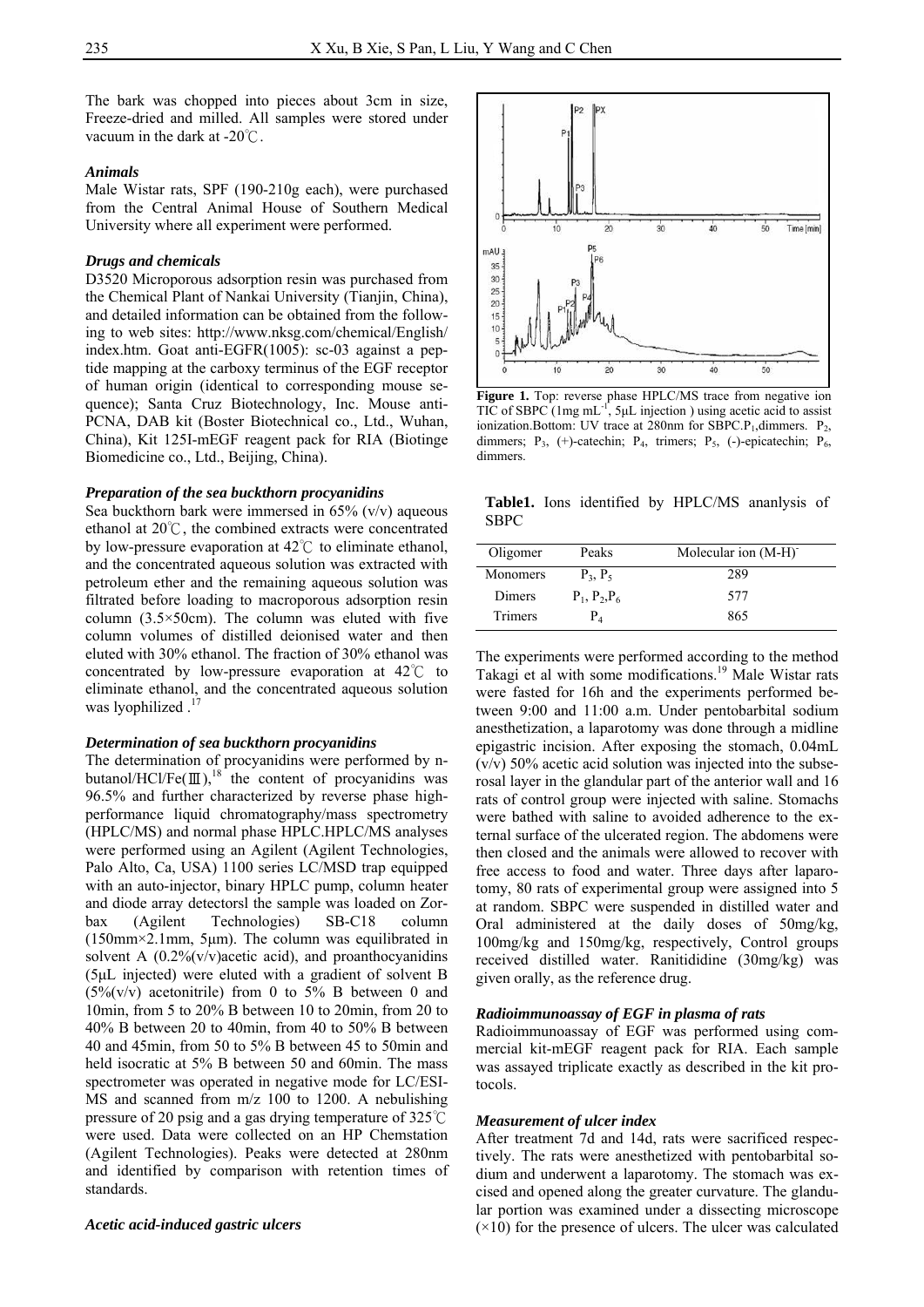The bark was chopped into pieces about 3cm in size, Freeze-dried and milled. All samples were stored under vacuum in the dark at -20℃.

### *Animals*

Male Wistar rats, SPF (190-210g each), were purchased from the Central Animal House of Southern Medical University where all experiment were performed.

### *Drugs and chemicals*

D3520 Microporous adsorption resin was purchased from the Chemical Plant of Nankai University (Tianjin, China), and detailed information can be obtained from the following to web sites: http://www.nksg.com/chemical/English/index.htm. Goat anti-EGFR(1005): sc-03 against a peptide mapping at the carboxy terminus of the EGF receptor of human origin (identical to corresponding mouse sequence); Santa Cruz Biotechnology, Inc. Mouse anti-PCNA, DAB kit (Boster Biotechnical co., Ltd., Wuhan, China), Kit 125I-mEGF reagent pack for RIA (Biotinge Biomedicine co., Ltd., Beijing, China).

### *Preparation of the sea buckthorn procyanidins*

Sea buckthorn bark were immersed in 65% (v/v) aqueous ethanol at 20℃, the combined extracts were concentrated by low-pressure evaporation at 42℃ to eliminate ethanol, and the concentrated aqueous solution was extracted with petroleum ether and the remaining aqueous solution was filtrated before loading to macroporous adsorption resin column (3.5×50cm). The column was eluted with five column volumes of distilled deionised water and then eluted with 30% ethanol. The fraction of 30% ethanol was concentrated by low-pressure evaporation at 42℃ to eliminate ethanol, and the concentrated aqueous solution was lyophilized .[17]

### *Determination of sea buckthorn procyanidins*

The determination of procyanidins were performed by n-butanol/HCl/Fe(Ⅲ),[18] the content of procyanidins was 96.5% and further characterized by reverse phase high-performance liquid chromatography/mass spectrometry (HPLC/MS) and normal phase HPLC.HPLC/MS analyses were performed using an Agilent (Agilent Technologies, Palo Alto, Ca, USA) 1100 series LC/MSD trap equipped with an auto-injector, binary HPLC pump, column heater and diode array detectorsl the sample was loaded on Zorbax (Agilent Technologies) SB-C18 column (150mm×2.1mm, 5μm). The column was equilibrated in solvent A (0.2%(v/v)acetic acid), and proanthocyanidins (5μL injected) were eluted with a gradient of solvent B (5%(v/v) acetonitrile) from 0 to 5% B between 0 and 10min, from 5 to 20% B between 10 to 20min, from 20 to 40% B between 20 to 40min, from 40 to 50% B between 40 and 45min, from 50 to 5% B between 45 to 50min and held isocratic at 5% B between 50 and 60min. The mass spectrometer was operated in negative mode for LC/ESI-MS and scanned from m/z 100 to 1200. A nebulishing pressure of 20 psig and a gas drying temperature of 325℃ were used. Data were collected on an HP Chemstation (Agilent Technologies). Peaks were detected at 280nm and identified by comparison with retention times of standards.

### *Acetic acid-induced gastric ulcers*

**Figure 1.** Top: reverse phase HPLC/MS trace from negative ion TIC of SBPC (1mg $mL^{-1}$, 5μL injection ) using acetic acid to assist ionization.Bottom: UV trace at 280nm for SBPC.$P_1$,dimmers. $P_2$, dimmers; $P_3$, (+)-catechin; $P_4$, trimers; $P_5$, (-)-epicatechin; $P_6$, dimmers.

**Table1.** Ions identified by HPLC/MS ananlysis of SBPC

| Oligomer | Peaks | Molecular ion $(M\text{-}H)^-$ |
|---|---|---|
| Monomers | $P_3$, $P_5$ | 289 |
| Dimers | $P_1$, $P_2$,$P_6$ | 577 |
| Trimers | $P_4$ | 865 |

The experiments were performed according to the method Takagi et al with some modifications.[19] Male Wistar rats were fasted for 16h and the experiments performed between 9:00 and 11:00 a.m. Under pentobarbital sodium anesthetization, a laparotomy was done through a midline epigastric incision. After exposing the stomach, 0.04mL (v/v) 50% acetic acid solution was injected into the subserosal layer in the glandular part of the anterior wall and 16 rats of control group were injected with saline. Stomachs were bathed with saline to avoided adherence to the external surface of the ulcerated region. The abdomens were then closed and the animals were allowed to recover with free access to food and water. Three days after laparotomy, 80 rats of experimental group were assigned into 5 at random. SBPC were suspended in distilled water and Oral administered at the daily doses of 50mg/kg, 100mg/kg and 150mg/kg, respectively, Control groups received distilled water. Ranitididine (30mg/kg) was given orally, as the reference drug.

### *Radioimmunoassay of EGF in plasma of rats*

Radioimmunoassay of EGF was performed using commercial kit-mEGF reagent pack for RIA. Each sample was assayed triplicate exactly as described in the kit protocols.

### *Measurement of ulcer index*

After treatment 7d and 14d, rats were sacrificed respectively. The rats were anesthetized with pentobarbital sodium and underwent a laparotomy. The stomach was excised and opened along the greater curvature. The glandular portion was examined under a dissecting microscope (×10) for the presence of ulcers. The ulcer was calculated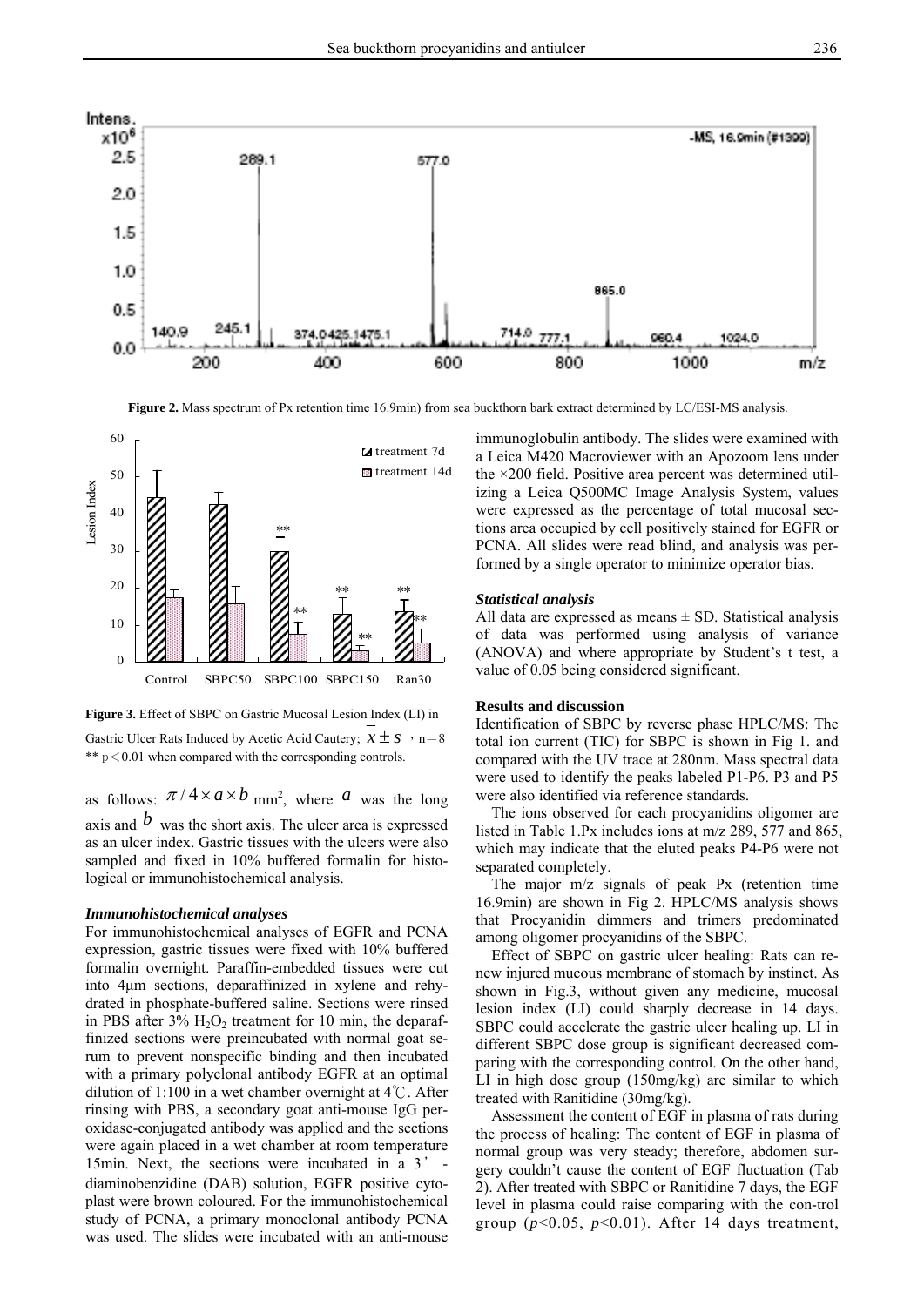**Figure 2.** Mass spectrum of Px retention time 16.9min) from sea buckthorn bark extract determined by LC/ESI-MS analysis.

**Figure 3.** Effect of SBPC on Gastric Mucosal Lesion Index (LI) in Gastric Ulcer Rats Induced by Acetic Acid Cautery; $\overline{x} \pm s$ , n=8 ** p<0.01 when compared with the corresponding controls.

as follows: $\pi/4 \times a \times b$ mm$^2$, where $a$ was the long axis and $b$ was the short axis. The ulcer area is expressed as an ulcer index. Gastric tissues with the ulcers were also sampled and fixed in 10% buffered formalin for histological or immunohistochemical analysis.

### *Immunohistochemical analyses*

For immunohistochemical analyses of EGFR and PCNA expression, gastric tissues were fixed with 10% buffered formalin overnight. Paraffin-embedded tissues were cut into 4μm sections, deparaffinized in xylene and rehydrated in phosphate-buffered saline. Sections were rinsed in PBS after 3% $H_2O_2$ treatment for 10 min, the deparaffinized sections were preincubated with normal goat serum to prevent nonspecific binding and then incubated with a primary polyclonal antibody EGFR at an optimal dilution of 1:100 in a wet chamber overnight at 4℃. After rinsing with PBS, a secondary goat anti-mouse IgG peroxidase-conjugated antibody was applied and the sections were again placed in a wet chamber at room temperature 15min. Next, the sections were incubated in a 3' -diaminobenzidine (DAB) solution, EGFR positive cytoplast were brown coloured. For the immunohistochemical study of PCNA, a primary monoclonal antibody PCNA was used. The slides were incubated with an anti-mouse immunoglobulin antibody. The slides were examined with a Leica M420 Macroviewer with an Apozoom lens under the ×200 field. Positive area percent was determined utilizing a Leica Q500MC Image Analysis System, values were expressed as the percentage of total mucosal sections area occupied by cell positively stained for EGFR or PCNA. All slides were read blind, and analysis was performed by a single operator to minimize operator bias.

### *Statistical analysis*

All data are expressed as means ± SD. Statistical analysis of data was performed using analysis of variance (ANOVA) and where appropriate by Student's t test, a value of 0.05 being considered significant.

### **Results and discussion**

Identification of SBPC by reverse phase HPLC/MS: The total ion current (TIC) for SBPC is shown in Fig 1. and compared with the UV trace at 280nm. Mass spectral data were used to identify the peaks labeled P1-P6. P3 and P5 were also identified via reference standards.

The ions observed for each procyanidins oligomer are listed in Table 1.Px includes ions at m/z 289, 577 and 865, which may indicate that the eluted peaks P4-P6 were not separated completely.

The major m/z signals of peak Px (retention time 16.9min) are shown in Fig 2. HPLC/MS analysis shows that Procyanidin dimmers and trimers predominated among oligomer procyanidins of the SBPC.

Effect of SBPC on gastric ulcer healing: Rats can renew injured mucous membrane of stomach by instinct. As shown in Fig.3, without given any medicine, mucosal lesion index (LI) could sharply decrease in 14 days. SBPC could accelerate the gastric ulcer healing up. LI in different SBPC dose group is significant decreased comparing with the corresponding control. On the other hand, LI in high dose group (150mg/kg) are similar to which treated with Ranitidine (30mg/kg).

Assessment the content of EGF in plasma of rats during the process of healing: The content of EGF in plasma of normal group was very steady; therefore, abdomen surgery couldn't cause the content of EGF fluctuation (Tab 2). After treated with SBPC or Ranitidine 7 days, the EGF level in plasma could raise comparing with the con-trol group ($p<0.05$, $p<0.01$). After 14 days treatment,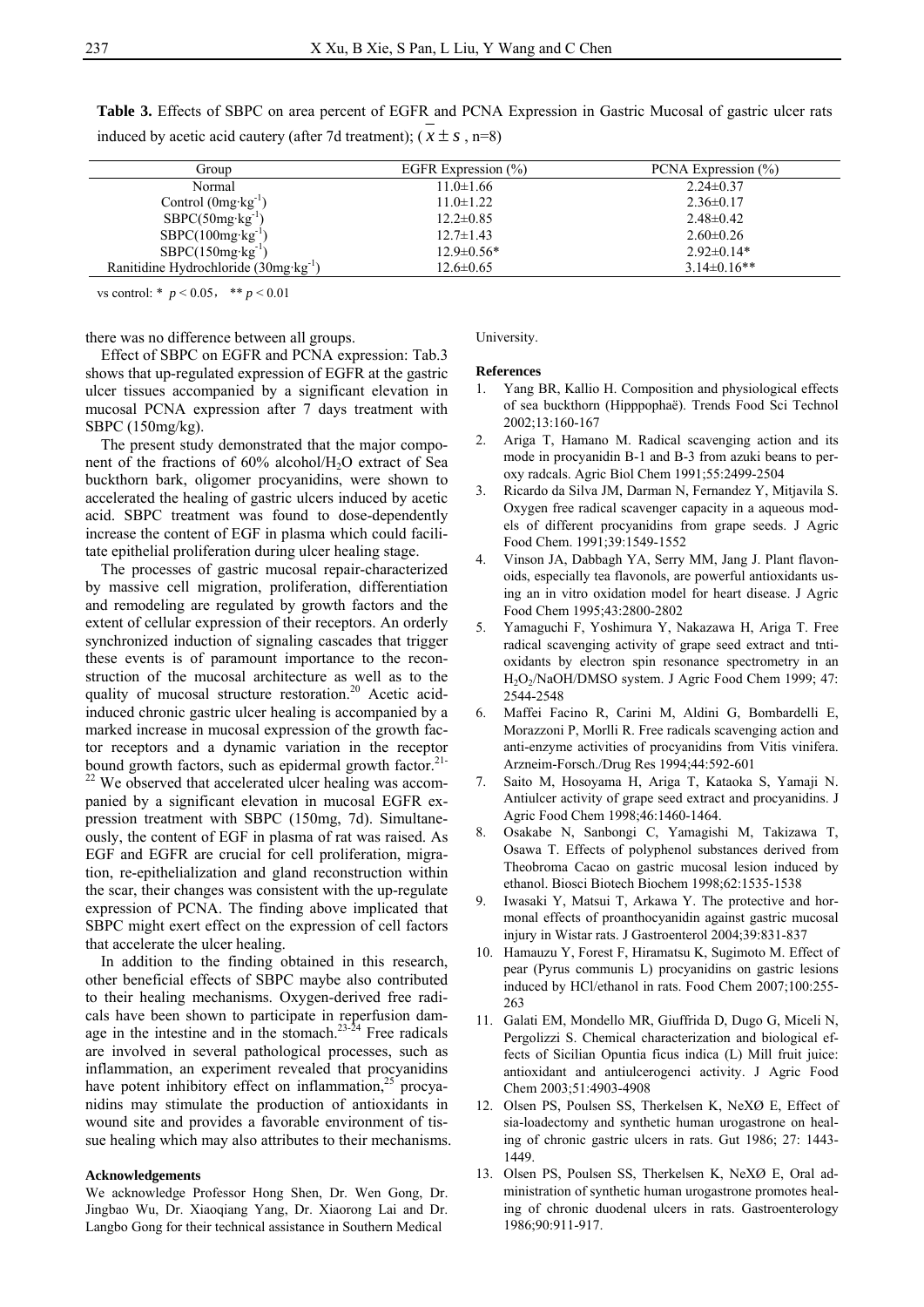**Table 3.** Effects of SBPC on area percent of EGFR and PCNA Expression in Gastric Mucosal of gastric ulcer rats induced by acetic acid cautery (after 7d treatment); ( $\bar{x} \pm s$ , n=8)

| Group | EGFR Expression (%) | PCNA Expression (%) |
|---|---|---|
| Normal | 11.0±1.66 | 2.24±0.37 |
| Control ($0mg \cdot kg^{-1}$) | 11.0±1.22 | 2.36±0.17 |
| SBPC($50mg \cdot kg^{-1}$) | 12.2±0.85 | 2.48±0.42 |
| SBPC($100mg \cdot kg^{-1}$) | 12.7±1.43 | 2.60±0.26 |
| SBPC($150mg \cdot kg^{-1}$) | 12.9±0.56* | 2.92±0.14* |
| Ranitidine Hydrochloride ($30mg \cdot kg^{-1}$) | 12.6±0.65 | 3.14±0.16** |

vs control: * $p < 0.05$， ** $p < 0.01$

there was no difference between all groups.

Effect of SBPC on EGFR and PCNA expression: Tab.3 shows that up-regulated expression of EGFR at the gastric ulcer tissues accompanied by a significant elevation in mucosal PCNA expression after 7 days treatment with SBPC (150mg/kg).

The present study demonstrated that the major component of the fractions of 60% alcohol/$H_2O$ extract of Sea buckthorn bark, oligomer procyanidins, were shown to accelerated the healing of gastric ulcers induced by acetic acid. SBPC treatment was found to dose-dependently increase the content of EGF in plasma which could facilitate epithelial proliferation during ulcer healing stage.

The processes of gastric mucosal repair-characterized by massive cell migration, proliferation, differentiation and remodeling are regulated by growth factors and the extent of cellular expression of their receptors. An orderly synchronized induction of signaling cascades that trigger these events is of paramount importance to the reconstruction of the mucosal architecture as well as to the quality of mucosal structure restoration.[20] Acetic acid-induced chronic gastric ulcer healing is accompanied by a marked increase in mucosal expression of the growth factor receptors and a dynamic variation in the receptor bound growth factors, such as epidermal growth factor.[21-22] We observed that accelerated ulcer healing was accompanied by a significant elevation in mucosal EGFR expression treatment with SBPC (150mg, 7d). Simultaneously, the content of EGF in plasma of rat was raised. As EGF and EGFR are crucial for cell proliferation, migration, re-epithelialization and gland reconstruction within the scar, their changes was consistent with the up-regulate expression of PCNA. The finding above implicated that SBPC might exert effect on the expression of cell factors that accelerate the ulcer healing.

In addition to the finding obtained in this research, other beneficial effects of SBPC maybe also contributed to their healing mechanisms. Oxygen-derived free radicals have been shown to participate in reperfusion damage in the intestine and in the stomach.[23-24] Free radicals are involved in several pathological processes, such as inflammation, an experiment revealed that procyanidins have potent inhibitory effect on inflammation,[25] procyanidins may stimulate the production of antioxidants in wound site and provides a favorable environment of tissue healing which may also attributes to their mechanisms.

#### Acknowledgements

We acknowledge Professor Hong Shen, Dr. Wen Gong, Dr. Jingbao Wu, Dr. Xiaoqiang Yang, Dr. Xiaorong Lai and Dr. Langbo Gong for their technical assistance in Southern Medical University.

#### References

1. Yang BR, Kallio H. Composition and physiological effects of sea buckthorn (Hipppophaë). Trends Food Sci Technol 2002;13:160-167
2. Ariga T, Hamano M. Radical scavenging action and its mode in procyanidin B-1 and B-3 from azuki beans to peroxy radcals. Agric Biol Chem 1991;55:2499-2504
3. Ricardo da Silva JM, Darman N, Fernandez Y, Mitjavila S. Oxygen free radical scavenger capacity in a aqueous models of different procyanidins from grape seeds. J Agric Food Chem. 1991;39:1549-1552
4. Vinson JA, Dabbagh YA, Serry MM, Jang J. Plant flavonoids, especially tea flavonols, are powerful antioxidants using an in vitro oxidation model for heart disease. J Agric Food Chem 1995;43:2800-2802
5. Yamaguchi F, Yoshimura Y, Nakazawa H, Ariga T. Free radical scavenging activity of grape seed extract and tntioxidants by electron spin resonance spectrometry in an $H_2O_2$/NaOH/DMSO system. J Agric Food Chem 1999; 47: 2544-2548
6. Maffei Facino R, Carini M, Aldini G, Bombardelli E, Morazzoni P, Morlli R. Free radicals scavenging action and anti-enzyme activities of procyanidins from Vitis vinifera. Arzneim-Forsch./Drug Res 1994;44:592-601
7. Saito M, Hosoyama H, Ariga T, Kataoka S, Yamaji N. Antiulcer activity of grape seed extract and procyanidins. J Agric Food Chem 1998;46:1460-1464.
8. Osakabe N, Sanbongi C, Yamagishi M, Takizawa T, Osawa T. Effects of polyphenol substances derived from Theobroma Cacao on gastric mucosal lesion induced by ethanol. Biosci Biotech Biochem 1998;62:1535-1538
9. Iwasaki Y, Matsui T, Arkawa Y. The protective and hormonal effects of proanthocyanidin against gastric mucosal injury in Wistar rats. J Gastroenterol 2004;39:831-837
10. Hamauzu Y, Forest F, Hiramatsu K, Sugimoto M. Effect of pear (Pyrus communis L) procyanidins on gastric lesions induced by HCl/ethanol in rats. Food Chem 2007;100:255-263
11. Galati EM, Mondello MR, Giuffrida D, Dugo G, Miceli N, Pergolizzi S. Chemical characterization and biological effects of Sicilian Opuntia ficus indica (L) Mill fruit juice: antioxidant and antiulcerogenci activity. J Agric Food Chem 2003;51:4903-4908
12. Olsen PS, Poulsen SS, Therkelsen K, NeXØ E, Effect of sia-loadectomy and synthetic human urogastrone on healing of chronic gastric ulcers in rats. Gut 1986; 27: 1443-1449.
13. Olsen PS, Poulsen SS, Therkelsen K, NeXØ E, Oral administration of synthetic human urogastrone promotes healing of chronic duodenal ulcers in rats. Gastroenterology 1986;90:911-917.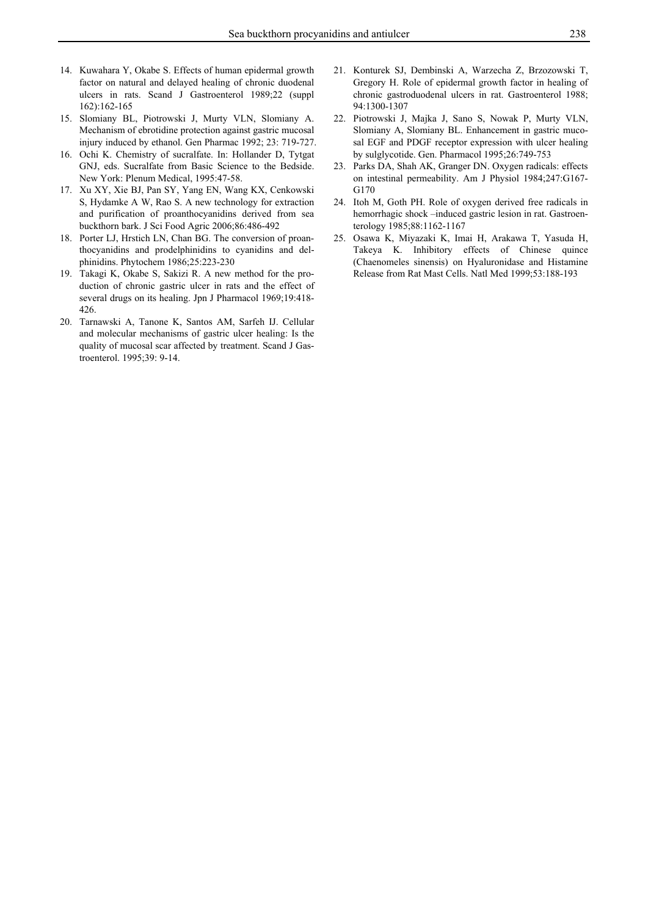14. Kuwahara Y, Okabe S. Effects of human epidermal growth factor on natural and delayed healing of chronic duodenal ulcers in rats. Scand J Gastroenterol 1989;22 (suppl 162):162-165
15. Slomiany BL, Piotrowski J, Murty VLN, Slomiany A. Mechanism of ebrotidine protection against gastric mucosal injury induced by ethanol. Gen Pharmac 1992; 23: 719-727.
16. Ochi K. Chemistry of sucralfate. In: Hollander D, Tytgat GNJ, eds. Sucralfate from Basic Science to the Bedside. New York: Plenum Medical, 1995:47-58.
17. Xu XY, Xie BJ, Pan SY, Yang EN, Wang KX, Cenkowski S, Hydamke A W, Rao S. A new technology for extraction and purification of proanthocyanidins derived from sea buckthorn bark. J Sci Food Agric 2006;86:486-492
18. Porter LJ, Hrstich LN, Chan BG. The conversion of proanthocyanidins and prodelphinidins to cyanidins and delphinidins. Phytochem 1986;25:223-230
19. Takagi K, Okabe S, Sakizi R. A new method for the production of chronic gastric ulcer in rats and the effect of several drugs on its healing. Jpn J Pharmacol 1969;19:418-426.
20. Tarnawski A, Tanone K, Santos AM, Sarfeh IJ. Cellular and molecular mechanisms of gastric ulcer healing: Is the quality of mucosal scar affected by treatment. Scand J Gastroenterol. 1995;39: 9-14.
21. Konturek SJ, Dembinski A, Warzecha Z, Brzozowski T, Gregory H. Role of epidermal growth factor in healing of chronic gastroduodenal ulcers in rat. Gastroenterol 1988; 94:1300-1307
22. Piotrowski J, Majka J, Sano S, Nowak P, Murty VLN, Slomiany A, Slomiany BL. Enhancement in gastric mucosal EGF and PDGF receptor expression with ulcer healing by sulglycotide. Gen. Pharmacol 1995;26:749-753
23. Parks DA, Shah AK, Granger DN. Oxygen radicals: effects on intestinal permeability. Am J Physiol 1984;247:G167-G170
24. Itoh M, Goth PH. Role of oxygen derived free radicals in hemorrhagic shock –induced gastric lesion in rat. Gastroenterology 1985;88:1162-1167
25. Osawa K, Miyazaki K, Imai H, Arakawa T, Yasuda H, Takeya K. Inhibitory effects of Chinese quince (Chaenomeles sinensis) on Hyaluronidase and Histamine Release from Rat Mast Cells. Natl Med 1999;53:188-193